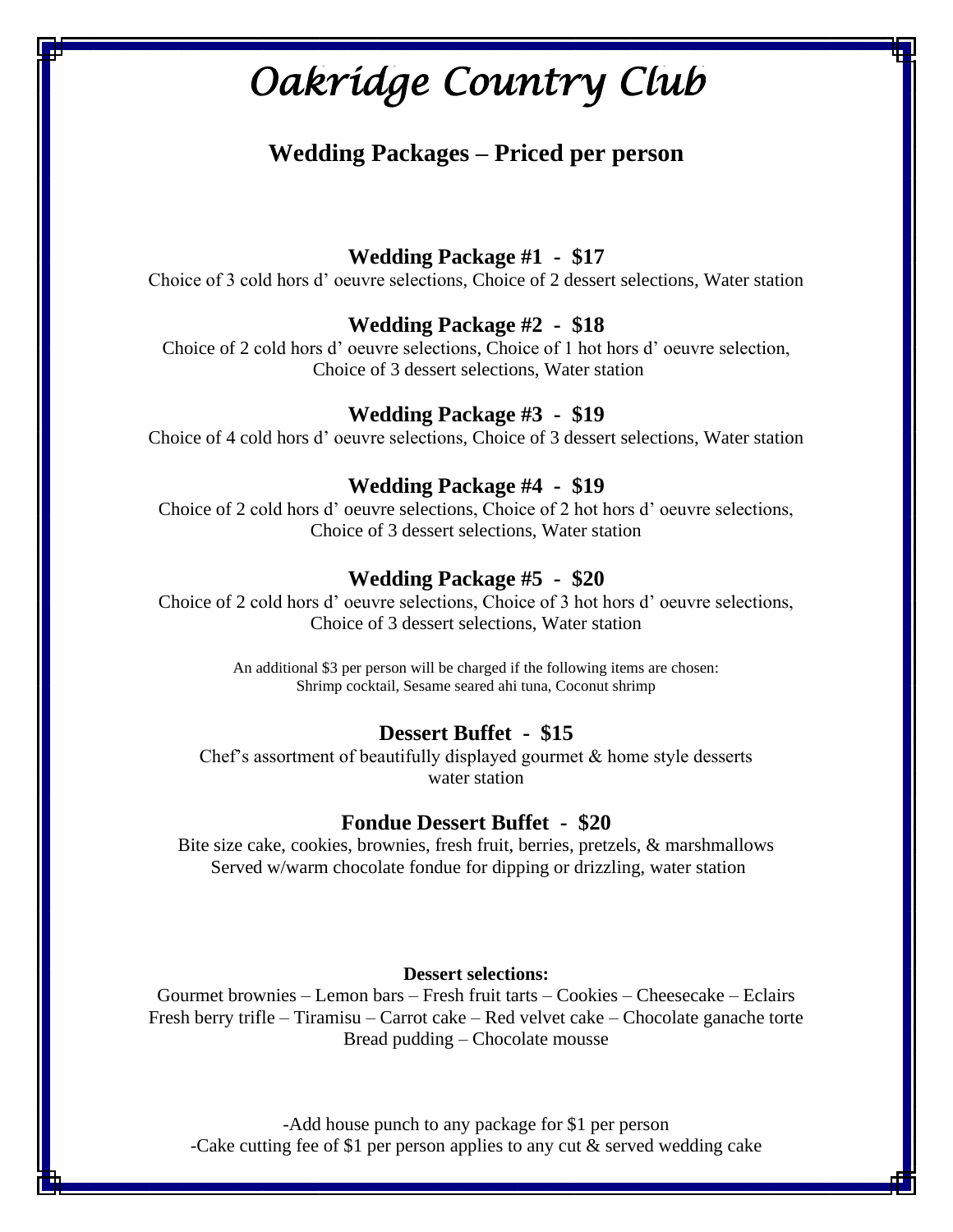# *Oakridge Country Club*

## Wedding Packages – Priced per person

### Wedding Package #1 - $17

Choice of 3 cold hors d' oeuvre selections, Choice of 2 dessert selections, Water station

### Wedding Package #2 - $18

Choice of 2 cold hors d' oeuvre selections, Choice of 1 hot hors d' oeuvre selection, Choice of 3 dessert selections, Water station

### Wedding Package #3 - $19

Choice of 4 cold hors d' oeuvre selections, Choice of 3 dessert selections, Water station

### Wedding Package #4 - $19

Choice of 2 cold hors d' oeuvre selections, Choice of 2 hot hors d' oeuvre selections, Choice of 3 dessert selections, Water station

### Wedding Package #5 - $20

Choice of 2 cold hors d' oeuvre selections, Choice of 3 hot hors d' oeuvre selections, Choice of 3 dessert selections, Water station

An additional $3 per person will be charged if the following items are chosen:
Shrimp cocktail, Sesame seared ahi tuna, Coconut shrimp

### Dessert Buffet - $15

Chef's assortment of beautifully displayed gourmet & home style desserts
water station

### Fondue Dessert Buffet - $20

Bite size cake, cookies, brownies, fresh fruit, berries, pretzels, & marshmallows
Served w/warm chocolate fondue for dipping or drizzling, water station

**Dessert selections:**

Gourmet brownies – Lemon bars – Fresh fruit tarts – Cookies – Cheesecake – Eclairs
Fresh berry trifle – Tiramisu – Carrot cake – Red velvet cake – Chocolate ganache torte
Bread pudding – Chocolate mousse

-Add house punch to any package for $1 per person
-Cake cutting fee of $1 per person applies to any cut & served wedding cake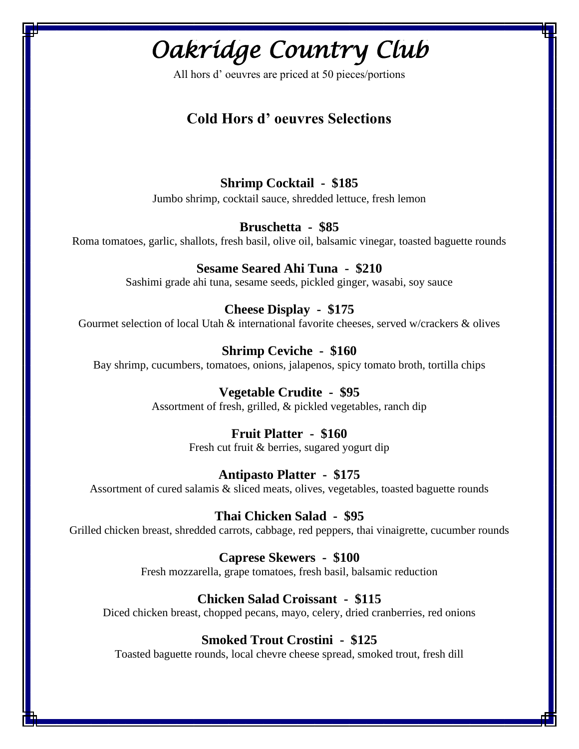# Oakridge Country Club

All hors d' oeuvres are priced at 50 pieces/portions

## Cold Hors d' oeuvres Selections

**Shrimp Cocktail - $185**
Jumbo shrimp, cocktail sauce, shredded lettuce, fresh lemon

**Bruschetta - $85**
Roma tomatoes, garlic, shallots, fresh basil, olive oil, balsamic vinegar, toasted baguette rounds

**Sesame Seared Ahi Tuna - $210**
Sashimi grade ahi tuna, sesame seeds, pickled ginger, wasabi, soy sauce

**Cheese Display - $175**
Gourmet selection of local Utah & international favorite cheeses, served w/crackers & olives

**Shrimp Ceviche - $160**
Bay shrimp, cucumbers, tomatoes, onions, jalapenos, spicy tomato broth, tortilla chips

**Vegetable Crudite - $95**
Assortment of fresh, grilled, & pickled vegetables, ranch dip

**Fruit Platter - $160**
Fresh cut fruit & berries, sugared yogurt dip

**Antipasto Platter - $175**
Assortment of cured salamis & sliced meats, olives, vegetables, toasted baguette rounds

**Thai Chicken Salad - $95**
Grilled chicken breast, shredded carrots, cabbage, red peppers, thai vinaigrette, cucumber rounds

**Caprese Skewers - $100**
Fresh mozzarella, grape tomatoes, fresh basil, balsamic reduction

**Chicken Salad Croissant - $115**
Diced chicken breast, chopped pecans, mayo, celery, dried cranberries, red onions

**Smoked Trout Crostini - $125**
Toasted baguette rounds, local chevre cheese spread, smoked trout, fresh dill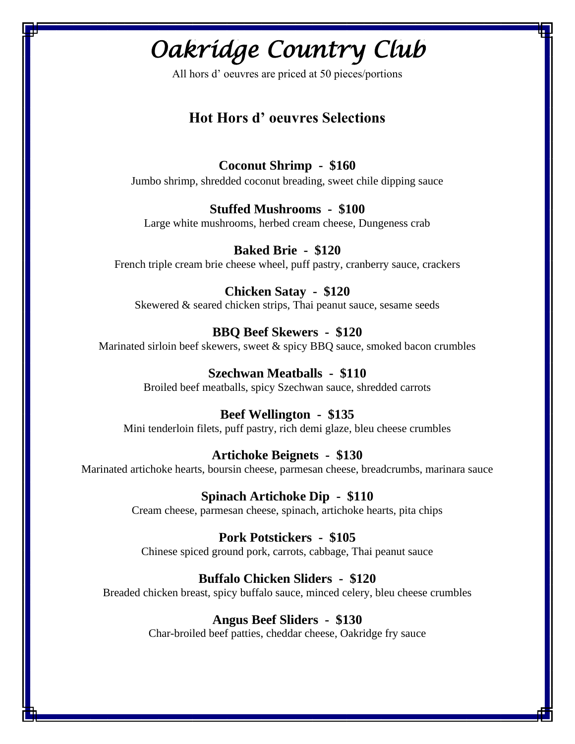# Oakridge Country Club

All hors d' oeuvres are priced at 50 pieces/portions

## Hot Hors d' oeuvres Selections

**Coconut Shrimp - $160**
Jumbo shrimp, shredded coconut breading, sweet chile dipping sauce

**Stuffed Mushrooms - $100**
Large white mushrooms, herbed cream cheese, Dungeness crab

**Baked Brie - $120**
French triple cream brie cheese wheel, puff pastry, cranberry sauce, crackers

**Chicken Satay - $120**
Skewered & seared chicken strips, Thai peanut sauce, sesame seeds

**BBQ Beef Skewers - $120**
Marinated sirloin beef skewers, sweet & spicy BBQ sauce, smoked bacon crumbles

**Szechwan Meatballs - $110**
Broiled beef meatballs, spicy Szechwan sauce, shredded carrots

**Beef Wellington - $135**
Mini tenderloin filets, puff pastry, rich demi glaze, bleu cheese crumbles

**Artichoke Beignets - $130**
Marinated artichoke hearts, boursin cheese, parmesan cheese, breadcrumbs, marinara sauce

**Spinach Artichoke Dip - $110**
Cream cheese, parmesan cheese, spinach, artichoke hearts, pita chips

**Pork Potstickers - $105**
Chinese spiced ground pork, carrots, cabbage, Thai peanut sauce

**Buffalo Chicken Sliders - $120**
Breaded chicken breast, spicy buffalo sauce, minced celery, bleu cheese crumbles

**Angus Beef Sliders - $130**
Char-broiled beef patties, cheddar cheese, Oakridge fry sauce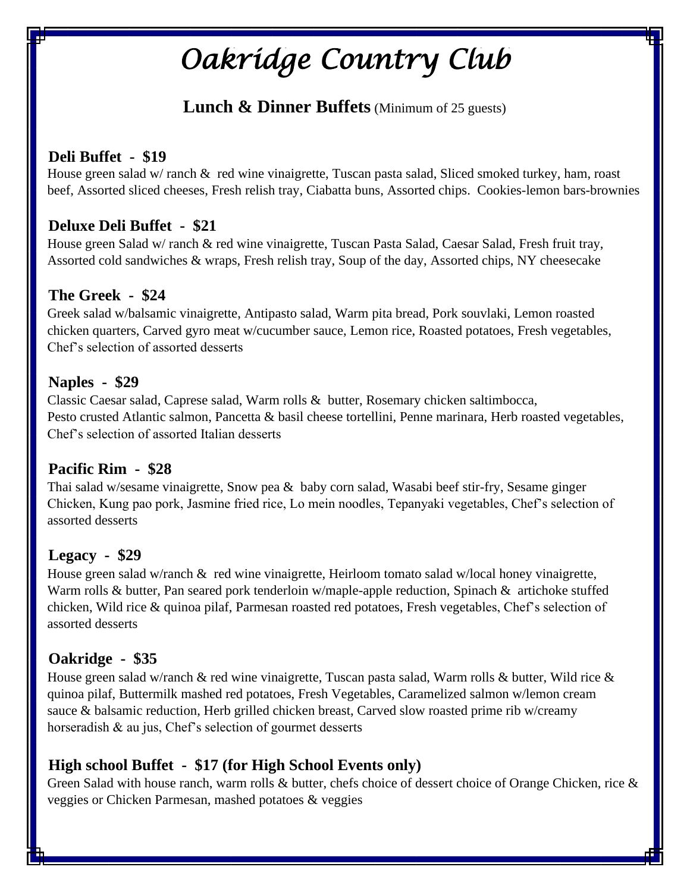# Oakridge Country Club

## **Lunch & Dinner Buffets** (Minimum of 25 guests)

### Deli Buffet - $19

House green salad w/ ranch & red wine vinaigrette, Tuscan pasta salad, Sliced smoked turkey, ham, roast beef, Assorted sliced cheeses, Fresh relish tray, Ciabatta buns, Assorted chips. Cookies-lemon bars-brownies

### Deluxe Deli Buffet - $21

House green Salad w/ ranch & red wine vinaigrette, Tuscan Pasta Salad, Caesar Salad, Fresh fruit tray, Assorted cold sandwiches & wraps, Fresh relish tray, Soup of the day, Assorted chips, NY cheesecake

### The Greek - $24

Greek salad w/balsamic vinaigrette, Antipasto salad, Warm pita bread, Pork souvlaki, Lemon roasted chicken quarters, Carved gyro meat w/cucumber sauce, Lemon rice, Roasted potatoes, Fresh vegetables, Chef's selection of assorted desserts

### Naples - $29

Classic Caesar salad, Caprese salad, Warm rolls & butter, Rosemary chicken saltimbocca, Pesto crusted Atlantic salmon, Pancetta & basil cheese tortellini, Penne marinara, Herb roasted vegetables, Chef's selection of assorted Italian desserts

### Pacific Rim - $28

Thai salad w/sesame vinaigrette, Snow pea & baby corn salad, Wasabi beef stir-fry, Sesame ginger Chicken, Kung pao pork, Jasmine fried rice, Lo mein noodles, Tepanyaki vegetables, Chef's selection of assorted desserts

### Legacy - $29

House green salad w/ranch & red wine vinaigrette, Heirloom tomato salad w/local honey vinaigrette, Warm rolls & butter, Pan seared pork tenderloin w/maple-apple reduction, Spinach & artichoke stuffed chicken, Wild rice & quinoa pilaf, Parmesan roasted red potatoes, Fresh vegetables, Chef's selection of assorted desserts

### Oakridge - $35

House green salad w/ranch & red wine vinaigrette, Tuscan pasta salad, Warm rolls & butter, Wild rice & quinoa pilaf, Buttermilk mashed red potatoes, Fresh Vegetables, Caramelized salmon w/lemon cream sauce & balsamic reduction, Herb grilled chicken breast, Carved slow roasted prime rib w/creamy horseradish & au jus, Chef's selection of gourmet desserts

### High school Buffet - $17 (for High School Events only)

Green Salad with house ranch, warm rolls & butter, chefs choice of dessert choice of Orange Chicken, rice & veggies or Chicken Parmesan, mashed potatoes & veggies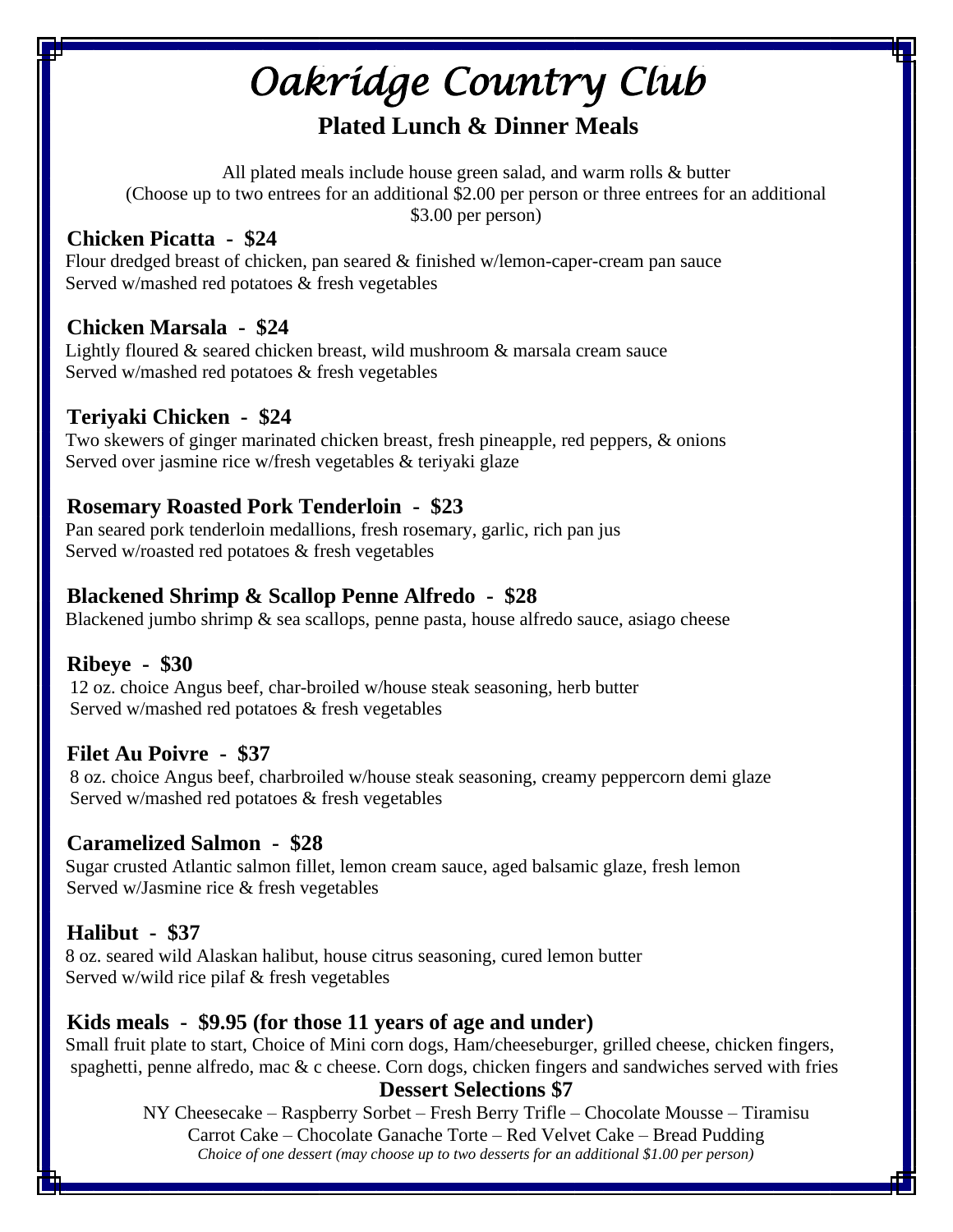# Oakridge Country Club

## Plated Lunch & Dinner Meals

All plated meals include house green salad, and warm rolls & butter
(Choose up to two entrees for an additional $2.00 per person or three entrees for an additional $3.00 per person)

**Chicken Picatta - $24**
Flour dredged breast of chicken, pan seared & finished w/lemon-caper-cream pan sauce
Served w/mashed red potatoes & fresh vegetables

**Chicken Marsala - $24**
Lightly floured & seared chicken breast, wild mushroom & marsala cream sauce
Served w/mashed red potatoes & fresh vegetables

**Teriyaki Chicken - $24**
Two skewers of ginger marinated chicken breast, fresh pineapple, red peppers, & onions
Served over jasmine rice w/fresh vegetables & teriyaki glaze

**Rosemary Roasted Pork Tenderloin - $23**
Pan seared pork tenderloin medallions, fresh rosemary, garlic, rich pan jus
Served w/roasted red potatoes & fresh vegetables

**Blackened Shrimp & Scallop Penne Alfredo - $28**
Blackened jumbo shrimp & sea scallops, penne pasta, house alfredo sauce, asiago cheese

**Ribeye - $30**
12 oz. choice Angus beef, char-broiled w/house steak seasoning, herb butter
Served w/mashed red potatoes & fresh vegetables

**Filet Au Poivre - $37**
8 oz. choice Angus beef, charbroiled w/house steak seasoning, creamy peppercorn demi glaze
Served w/mashed red potatoes & fresh vegetables

**Caramelized Salmon - $28**
Sugar crusted Atlantic salmon fillet, lemon cream sauce, aged balsamic glaze, fresh lemon
Served w/Jasmine rice & fresh vegetables

**Halibut - $37**
8 oz. seared wild Alaskan halibut, house citrus seasoning, cured lemon butter
Served w/wild rice pilaf & fresh vegetables

**Kids meals - $9.95 (for those 11 years of age and under)**
Small fruit plate to start, Choice of Mini corn dogs, Ham/cheeseburger, grilled cheese, chicken fingers, spaghetti, penne alfredo, mac & c cheese. Corn dogs, chicken fingers and sandwiches served with fries

### Dessert Selections $7

NY Cheesecake – Raspberry Sorbet – Fresh Berry Trifle – Chocolate Mousse – Tiramisu
Carrot Cake – Chocolate Ganache Torte – Red Velvet Cake – Bread Pudding

*Choice of one dessert (may choose up to two desserts for an additional $1.00 per person)*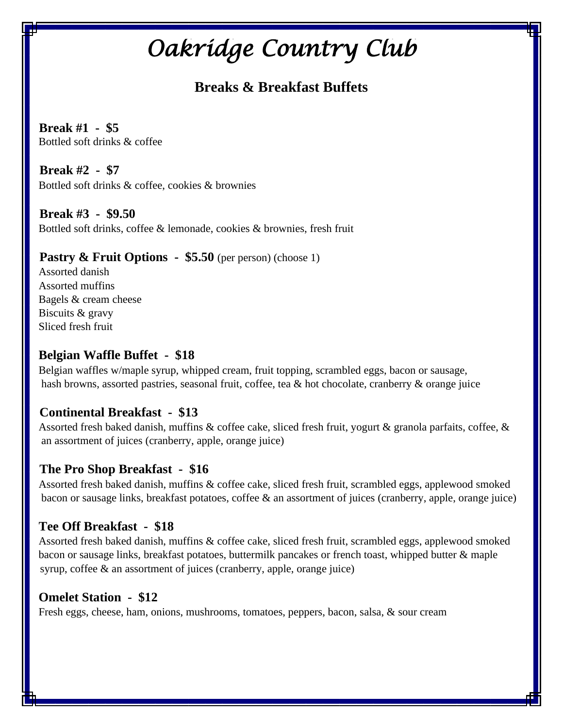# *Oakridge Country Club*

## Breaks & Breakfast Buffets

**Break #1 - $5**
Bottled soft drinks & coffee

**Break #2 - $7**
Bottled soft drinks & coffee, cookies & brownies

**Break #3 - $9.50**
Bottled soft drinks, coffee & lemonade, cookies & brownies, fresh fruit

**Pastry & Fruit Options - $5.50** (per person) (choose 1)
Assorted danish
Assorted muffins
Bagels & cream cheese
Biscuits & gravy
Sliced fresh fruit

**Belgian Waffle Buffet - $18**
Belgian waffles w/maple syrup, whipped cream, fruit topping, scrambled eggs, bacon or sausage, hash browns, assorted pastries, seasonal fruit, coffee, tea & hot chocolate, cranberry & orange juice

**Continental Breakfast - $13**
Assorted fresh baked danish, muffins & coffee cake, sliced fresh fruit, yogurt & granola parfaits, coffee, & an assortment of juices (cranberry, apple, orange juice)

**The Pro Shop Breakfast - $16**
Assorted fresh baked danish, muffins & coffee cake, sliced fresh fruit, scrambled eggs, applewood smoked bacon or sausage links, breakfast potatoes, coffee & an assortment of juices (cranberry, apple, orange juice)

**Tee Off Breakfast - $18**
Assorted fresh baked danish, muffins & coffee cake, sliced fresh fruit, scrambled eggs, applewood smoked bacon or sausage links, breakfast potatoes, buttermilk pancakes or french toast, whipped butter & maple syrup, coffee & an assortment of juices (cranberry, apple, orange juice)

**Omelet Station - $12**
Fresh eggs, cheese, ham, onions, mushrooms, tomatoes, peppers, bacon, salsa, & sour cream